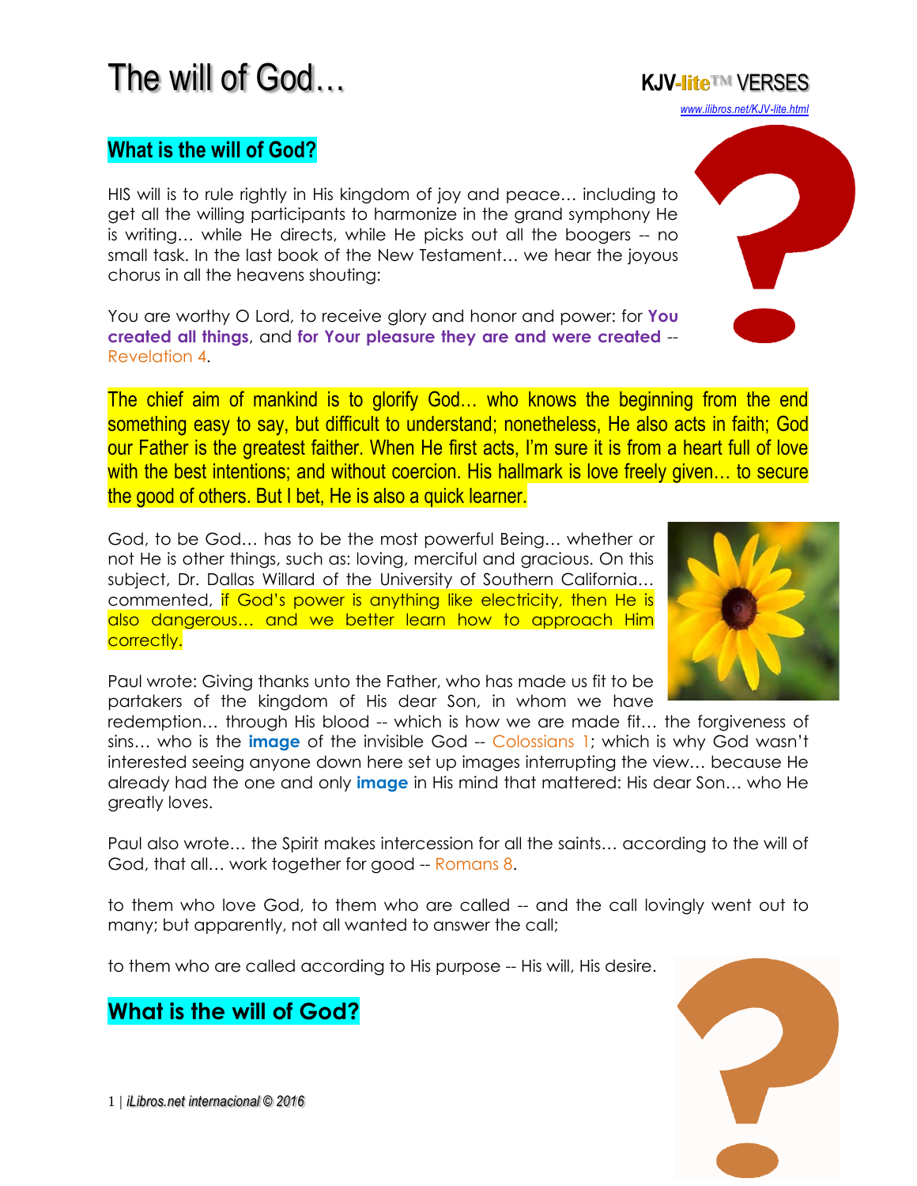# The will of God…

KJV-lite™ VERSES

www.ilibros.net/KJV-lite.html

## What is the will of God?

HIS will is to rule rightly in His kingdom of joy and peace… including to get all the willing participants to harmonize in the grand symphony He is writing… while He directs, while He picks out all the boogers -- no small task. In the last book of the New Testament… we hear the joyous chorus in all the heavens shouting:

You are worthy O Lord, to receive glory and honor and power: for **You created all things**, and **for Your pleasure they are and were created** -- Revelation 4.

The chief aim of mankind is to glorify God… who knows the beginning from the end something easy to say, but difficult to understand; nonetheless, He also acts in faith; God our Father is the greatest faither. When He first acts, I'm sure it is from a heart full of love with the best intentions; and without coercion. His hallmark is love freely given… to secure the good of others. But I bet, He is also a quick learner.

God, to be God… has to be the most powerful Being… whether or not He is other things, such as: loving, merciful and gracious. On this subject, Dr. Dallas Willard of the University of Southern California… commented, if God's power is anything like electricity, then He is also dangerous… and we better learn how to approach Him correctly.

Paul wrote: Giving thanks unto the Father, who has made us fit to be partakers of the kingdom of His dear Son, in whom we have redemption… through His blood -- which is how we are made fit… the forgiveness of sins… who is the **image** of the invisible God -- Colossians 1; which is why God wasn't interested seeing anyone down here set up images interrupting the view… because He already had the one and only **image** in His mind that mattered: His dear Son… who He greatly loves.

Paul also wrote… the Spirit makes intercession for all the saints… according to the will of God, that all… work together for good -- Romans 8.

to them who love God, to them who are called -- and the call lovingly went out to many; but apparently, not all wanted to answer the call;

to them who are called according to His purpose -- His will, His desire.

## What is the will of God?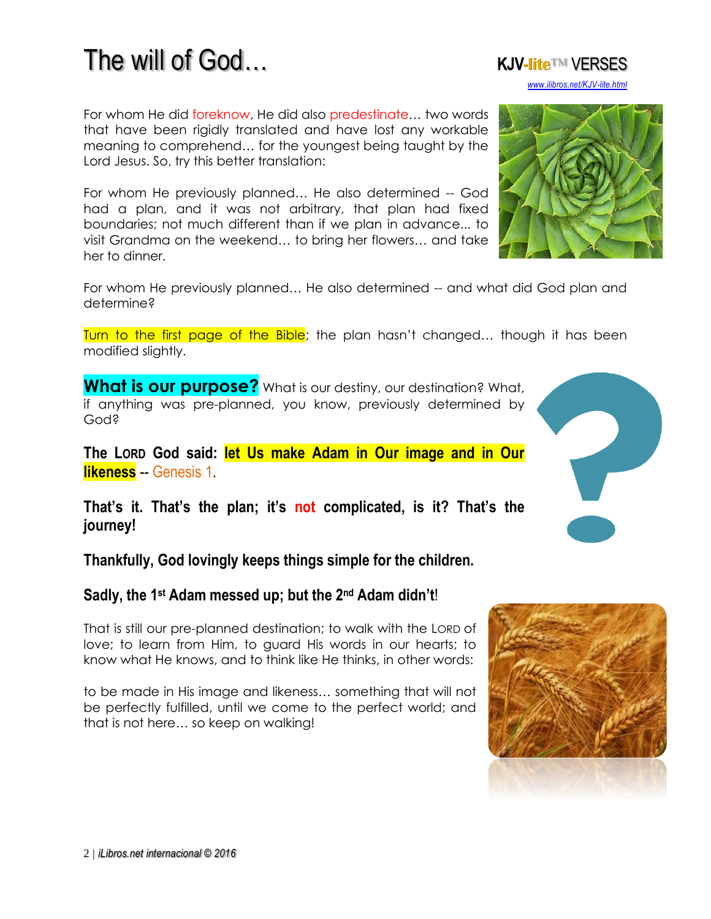# The will of God…

KJV-lite™ VERSES
www.ilibros.net/KJV-lite.html

For whom He did foreknow, He did also predestinate… two words that have been rigidly translated and have lost any workable meaning to comprehend… for the youngest being taught by the Lord Jesus. So, try this better translation:

For whom He previously planned… He also determined -- God had a plan, and it was not arbitrary, that plan had fixed boundaries; not much different than if we plan in advance... to visit Grandma on the weekend… to bring her flowers… and take her to dinner.

For whom He previously planned… He also determined -- and what did God plan and determine?

Turn to the first page of the Bible; the plan hasn't changed… though it has been modified slightly.

**What is our purpose?** What is our destiny, our destination? What, if anything was pre-planned, you know, previously determined by God?

**The LORD God said: let Us make Adam in Our image and in Our likeness** -- Genesis 1.

**That's it. That's the plan; it's not complicated, is it? That's the journey!**

**Thankfully, God lovingly keeps things simple for the children.**

**Sadly, the 1st Adam messed up; but the 2nd Adam didn't!**

That is still our pre-planned destination; to walk with the LORD of love; to learn from Him, to guard His words in our hearts; to know what He knows, and to think like He thinks, in other words:

to be made in His image and likeness… something that will not be perfectly fulfilled, until we come to the perfect world; and that is not here… so keep on walking!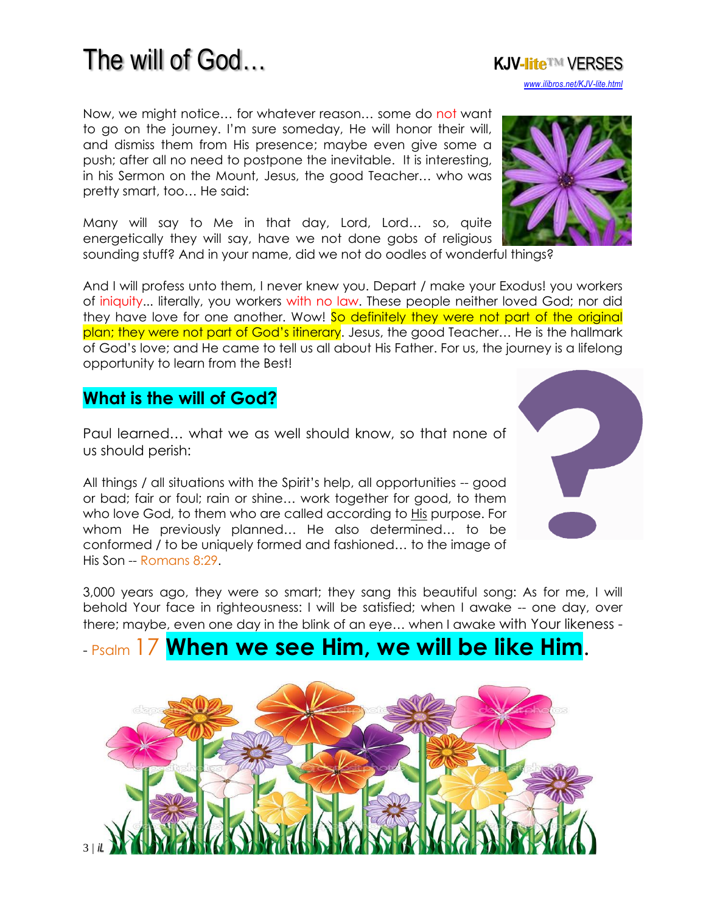# The will of God…

**KJV-lite™ VERSES**

*www.ilibros.net/KJV-lite.html*

Now, we might notice… for whatever reason… some do not want to go on the journey. I'm sure someday, He will honor their will, and dismiss them from His presence; maybe even give some a push; after all no need to postpone the inevitable. It is interesting, in his Sermon on the Mount, Jesus, the good Teacher… who was pretty smart, too… He said:

Many will say to Me in that day, Lord, Lord… so, quite energetically they will say, have we not done gobs of religious sounding stuff? And in your name, did we not do oodles of wonderful things?

And I will profess unto them, I never knew you. Depart / make your Exodus! you workers of iniquity... literally, you workers with no law. These people neither loved God; nor did they have love for one another. Wow! So definitely they were not part of the original plan; they were not part of God's itinerary. Jesus, the good Teacher… He is the hallmark of God's love; and He came to tell us all about His Father. For us, the journey is a lifelong opportunity to learn from the Best!

## What is the will of God?

Paul learned… what we as well should know, so that none of us should perish:

All things / all situations with the Spirit's help, all opportunities -- good or bad; fair or foul; rain or shine… work together for good, to them who love God, to them who are called according to His purpose. For whom He previously planned… He also determined… to be conformed / to be uniquely formed and fashioned… to the image of His Son -- Romans 8:29.

3,000 years ago, they were so smart; they sang this beautiful song: As for me, I will behold Your face in righteousness: I will be satisfied; when I awake -- one day, over there; maybe, even one day in the blink of an eye… when I awake with Your likeness -- Psalm 17 **When we see Him, we will be like Him**.